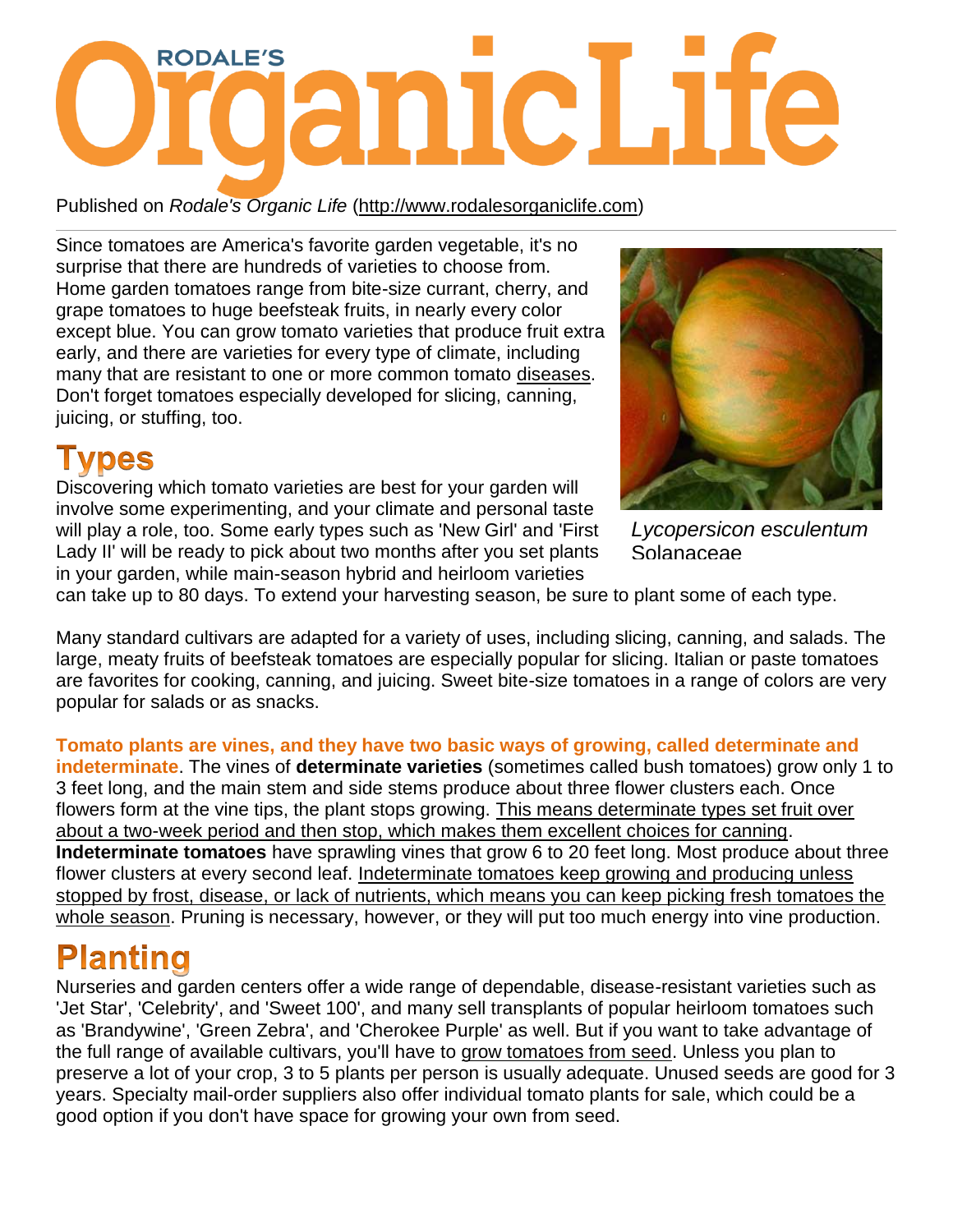Published on *Rodale's Organic Life* (http://www.rodalesorganiclife.com)

Since tomatoes are America's favorite garden vegetable, it's no surprise that there are hundreds of varieties to choose from. Home garden tomatoes range from bite-size currant, cherry, and grape tomatoes to huge beefsteak fruits, in nearly every color except blue. You can grow tomato varieties that produce fruit extra early, and there are varieties for every type of climate, including many that are resistant to one or more common tomato diseases. Don't forget tomatoes especially developed for slicing, canning, juicing, or stuffing, too.

*Lycopersicon esculentum*
Solanaceae

## Types

Discovering which tomato varieties are best for your garden will involve some experimenting, and your climate and personal taste will play a role, too. Some early types such as 'New Girl' and 'First Lady II' will be ready to pick about two months after you set plants in your garden, while main-season hybrid and heirloom varieties can take up to 80 days. To extend your harvesting season, be sure to plant some of each type.

Many standard cultivars are adapted for a variety of uses, including slicing, canning, and salads. The large, meaty fruits of beefsteak tomatoes are especially popular for slicing. Italian or paste tomatoes are favorites for cooking, canning, and juicing. Sweet bite-size tomatoes in a range of colors are very popular for salads or as snacks.

**Tomato plants are vines, and they have two basic ways of growing, called determinate and indeterminate**. The vines of **determinate varieties** (sometimes called bush tomatoes) grow only 1 to 3 feet long, and the main stem and side stems produce about three flower clusters each. Once flowers form at the vine tips, the plant stops growing. This means determinate types set fruit over about a two-week period and then stop, which makes them excellent choices for canning. **Indeterminate tomatoes** have sprawling vines that grow 6 to 20 feet long. Most produce about three flower clusters at every second leaf. Indeterminate tomatoes keep growing and producing unless stopped by frost, disease, or lack of nutrients, which means you can keep picking fresh tomatoes the whole season. Pruning is necessary, however, or they will put too much energy into vine production.

## Planting

Nurseries and garden centers offer a wide range of dependable, disease-resistant varieties such as 'Jet Star', 'Celebrity', and 'Sweet 100', and many sell transplants of popular heirloom tomatoes such as 'Brandywine', 'Green Zebra', and 'Cherokee Purple' as well. But if you want to take advantage of the full range of available cultivars, you'll have to grow tomatoes from seed. Unless you plan to preserve a lot of your crop, 3 to 5 plants per person is usually adequate. Unused seeds are good for 3 years. Specialty mail-order suppliers also offer individual tomato plants for sale, which could be a good option if you don't have space for growing your own from seed.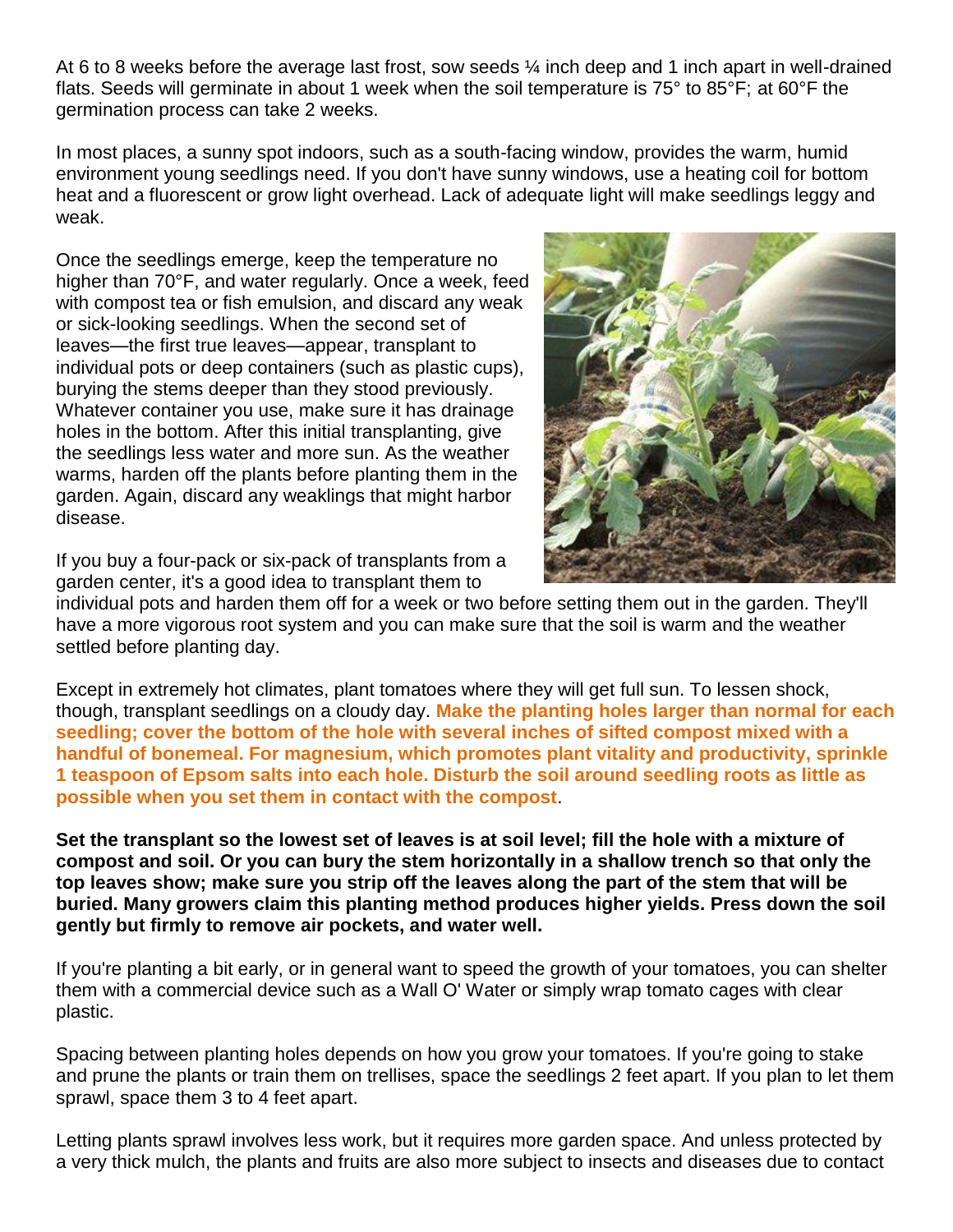At 6 to 8 weeks before the average last frost, sow seeds ¼ inch deep and 1 inch apart in well-drained flats. Seeds will germinate in about 1 week when the soil temperature is 75° to 85°F; at 60°F the germination process can take 2 weeks.

In most places, a sunny spot indoors, such as a south-facing window, provides the warm, humid environment young seedlings need. If you don't have sunny windows, use a heating coil for bottom heat and a fluorescent or grow light overhead. Lack of adequate light will make seedlings leggy and weak.

Once the seedlings emerge, keep the temperature no higher than 70°F, and water regularly. Once a week, feed with compost tea or fish emulsion, and discard any weak or sick-looking seedlings. When the second set of leaves—the first true leaves—appear, transplant to individual pots or deep containers (such as plastic cups), burying the stems deeper than they stood previously. Whatever container you use, make sure it has drainage holes in the bottom. After this initial transplanting, give the seedlings less water and more sun. As the weather warms, harden off the plants before planting them in the garden. Again, discard any weaklings that might harbor disease.

If you buy a four-pack or six-pack of transplants from a garden center, it's a good idea to transplant them to individual pots and harden them off for a week or two before setting them out in the garden. They'll have a more vigorous root system and you can make sure that the soil is warm and the weather settled before planting day.

Except in extremely hot climates, plant tomatoes where they will get full sun. To lessen shock, though, transplant seedlings on a cloudy day. **Make the planting holes larger than normal for each seedling; cover the bottom of the hole with several inches of sifted compost mixed with a handful of bonemeal. For magnesium, which promotes plant vitality and productivity, sprinkle 1 teaspoon of Epsom salts into each hole. Disturb the soil around seedling roots as little as possible when you set them in contact with the compost**.

**Set the transplant so the lowest set of leaves is at soil level; fill the hole with a mixture of compost and soil. Or you can bury the stem horizontally in a shallow trench so that only the top leaves show; make sure you strip off the leaves along the part of the stem that will be buried. Many growers claim this planting method produces higher yields. Press down the soil gently but firmly to remove air pockets, and water well.**

If you're planting a bit early, or in general want to speed the growth of your tomatoes, you can shelter them with a commercial device such as a Wall O' Water or simply wrap tomato cages with clear plastic.

Spacing between planting holes depends on how you grow your tomatoes. If you're going to stake and prune the plants or train them on trellises, space the seedlings 2 feet apart. If you plan to let them sprawl, space them 3 to 4 feet apart.

Letting plants sprawl involves less work, but it requires more garden space. And unless protected by a very thick mulch, the plants and fruits are also more subject to insects and diseases due to contact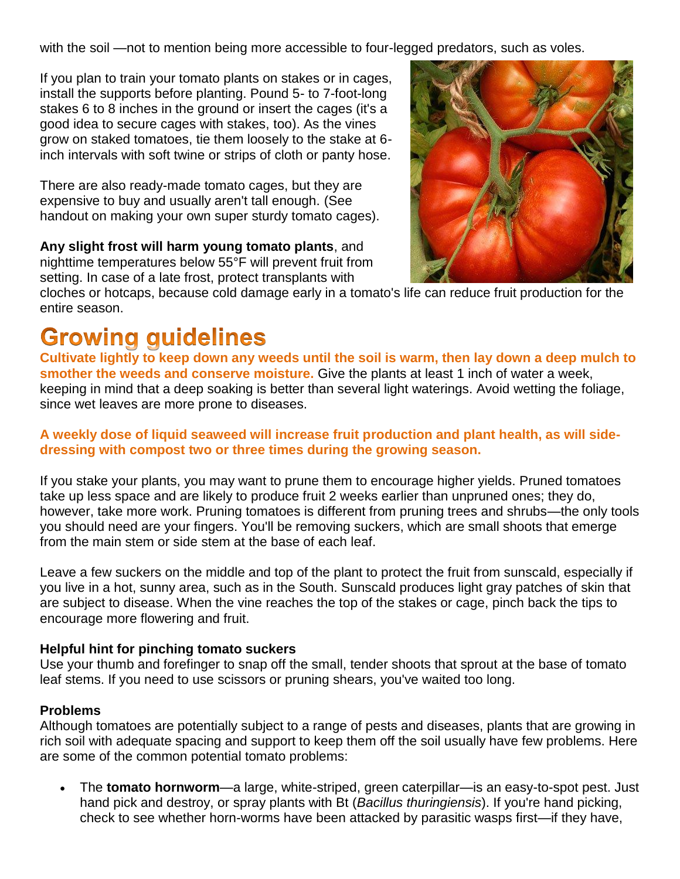with the soil —not to mention being more accessible to four-legged predators, such as voles.

If you plan to train your tomato plants on stakes or in cages, install the supports before planting. Pound 5- to 7-foot-long stakes 6 to 8 inches in the ground or insert the cages (it's a good idea to secure cages with stakes, too). As the vines grow on staked tomatoes, tie them loosely to the stake at 6-inch intervals with soft twine or strips of cloth or panty hose.

There are also ready-made tomato cages, but they are expensive to buy and usually aren't tall enough. (See handout on making your own super sturdy tomato cages).

**Any slight frost will harm young tomato plants**, and nighttime temperatures below 55°F will prevent fruit from setting. In case of a late frost, protect transplants with cloches or hotcaps, because cold damage early in a tomato's life can reduce fruit production for the entire season.

# Growing guidelines

**Cultivate lightly to keep down any weeds until the soil is warm, then lay down a deep mulch to smother the weeds and conserve moisture.** Give the plants at least 1 inch of water a week, keeping in mind that a deep soaking is better than several light waterings. Avoid wetting the foliage, since wet leaves are more prone to diseases.

**A weekly dose of liquid seaweed will increase fruit production and plant health, as will side-dressing with compost two or three times during the growing season.**

If you stake your plants, you may want to prune them to encourage higher yields. Pruned tomatoes take up less space and are likely to produce fruit 2 weeks earlier than unpruned ones; they do, however, take more work. Pruning tomatoes is different from pruning trees and shrubs—the only tools you should need are your fingers. You'll be removing suckers, which are small shoots that emerge from the main stem or side stem at the base of each leaf.

Leave a few suckers on the middle and top of the plant to protect the fruit from sunscald, especially if you live in a hot, sunny area, such as in the South. Sunscald produces light gray patches of skin that are subject to disease. When the vine reaches the top of the stakes or cage, pinch back the tips to encourage more flowering and fruit.

**Helpful hint for pinching tomato suckers**
Use your thumb and forefinger to snap off the small, tender shoots that sprout at the base of tomato leaf stems. If you need to use scissors or pruning shears, you've waited too long.

**Problems**
Although tomatoes are potentially subject to a range of pests and diseases, plants that are growing in rich soil with adequate spacing and support to keep them off the soil usually have few problems. Here are some of the common potential tomato problems:

- The **tomato hornworm**—a large, white-striped, green caterpillar—is an easy-to-spot pest. Just hand pick and destroy, or spray plants with Bt (*Bacillus thuringiensis*). If you're hand picking, check to see whether horn-worms have been attacked by parasitic wasps first—if they have,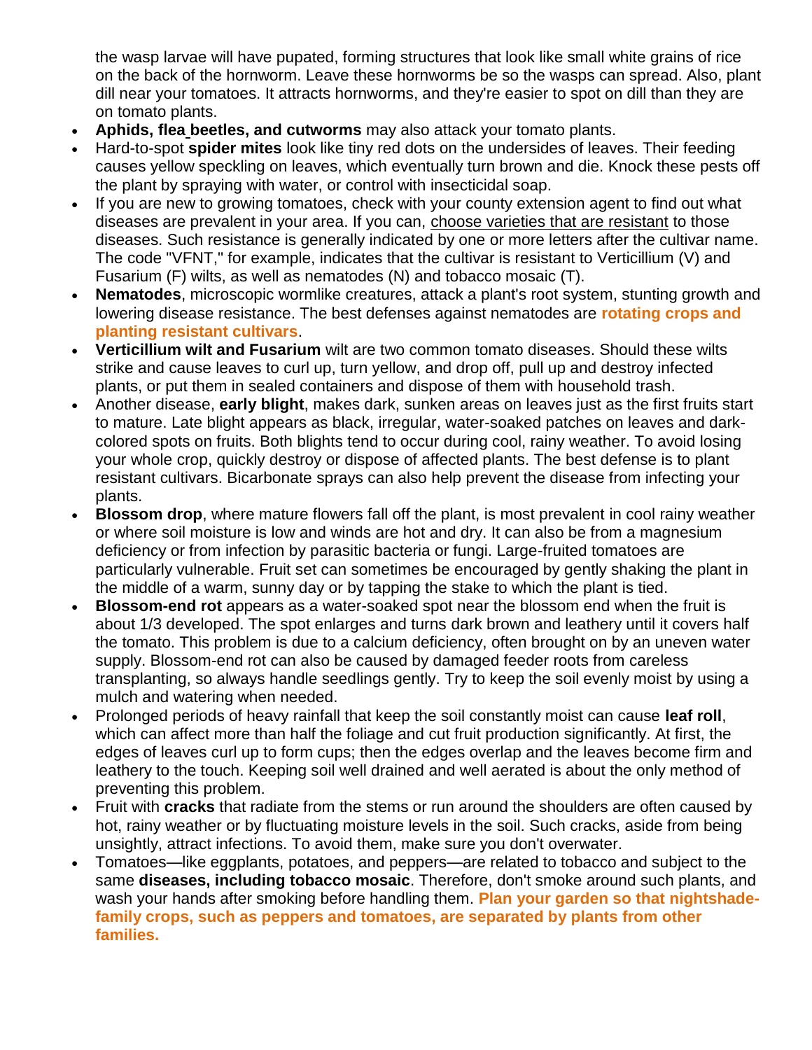the wasp larvae will have pupated, forming structures that look like small white grains of rice on the back of the hornworm. Leave these hornworms be so the wasps can spread. Also, plant dill near your tomatoes. It attracts hornworms, and they're easier to spot on dill than they are on tomato plants.

- **Aphids, flea beetles, and cutworms** may also attack your tomato plants.
- Hard-to-spot **spider mites** look like tiny red dots on the undersides of leaves. Their feeding causes yellow speckling on leaves, which eventually turn brown and die. Knock these pests off the plant by spraying with water, or control with insecticidal soap.
- If you are new to growing tomatoes, check with your county extension agent to find out what diseases are prevalent in your area. If you can, choose varieties that are resistant to those diseases. Such resistance is generally indicated by one or more letters after the cultivar name. The code "VFNT," for example, indicates that the cultivar is resistant to Verticillium (V) and Fusarium (F) wilts, as well as nematodes (N) and tobacco mosaic (T).
- **Nematodes**, microscopic wormlike creatures, attack a plant's root system, stunting growth and lowering disease resistance. The best defenses against nematodes are **rotating crops and planting resistant cultivars**.
- **Verticillium wilt and Fusarium** wilt are two common tomato diseases. Should these wilts strike and cause leaves to curl up, turn yellow, and drop off, pull up and destroy infected plants, or put them in sealed containers and dispose of them with household trash.
- Another disease, **early blight**, makes dark, sunken areas on leaves just as the first fruits start to mature. Late blight appears as black, irregular, water-soaked patches on leaves and dark-colored spots on fruits. Both blights tend to occur during cool, rainy weather. To avoid losing your whole crop, quickly destroy or dispose of affected plants. The best defense is to plant resistant cultivars. Bicarbonate sprays can also help prevent the disease from infecting your plants.
- **Blossom drop**, where mature flowers fall off the plant, is most prevalent in cool rainy weather or where soil moisture is low and winds are hot and dry. It can also be from a magnesium deficiency or from infection by parasitic bacteria or fungi. Large-fruited tomatoes are particularly vulnerable. Fruit set can sometimes be encouraged by gently shaking the plant in the middle of a warm, sunny day or by tapping the stake to which the plant is tied.
- **Blossom-end rot** appears as a water-soaked spot near the blossom end when the fruit is about 1/3 developed. The spot enlarges and turns dark brown and leathery until it covers half the tomato. This problem is due to a calcium deficiency, often brought on by an uneven water supply. Blossom-end rot can also be caused by damaged feeder roots from careless transplanting, so always handle seedlings gently. Try to keep the soil evenly moist by using a mulch and watering when needed.
- Prolonged periods of heavy rainfall that keep the soil constantly moist can cause **leaf roll**, which can affect more than half the foliage and cut fruit production significantly. At first, the edges of leaves curl up to form cups; then the edges overlap and the leaves become firm and leathery to the touch. Keeping soil well drained and well aerated is about the only method of preventing this problem.
- Fruit with **cracks** that radiate from the stems or run around the shoulders are often caused by hot, rainy weather or by fluctuating moisture levels in the soil. Such cracks, aside from being unsightly, attract infections. To avoid them, make sure you don't overwater.
- Tomatoes—like eggplants, potatoes, and peppers—are related to tobacco and subject to the same **diseases, including tobacco mosaic**. Therefore, don't smoke around such plants, and wash your hands after smoking before handling them. **Plan your garden so that nightshade-family crops, such as peppers and tomatoes, are separated by plants from other families.**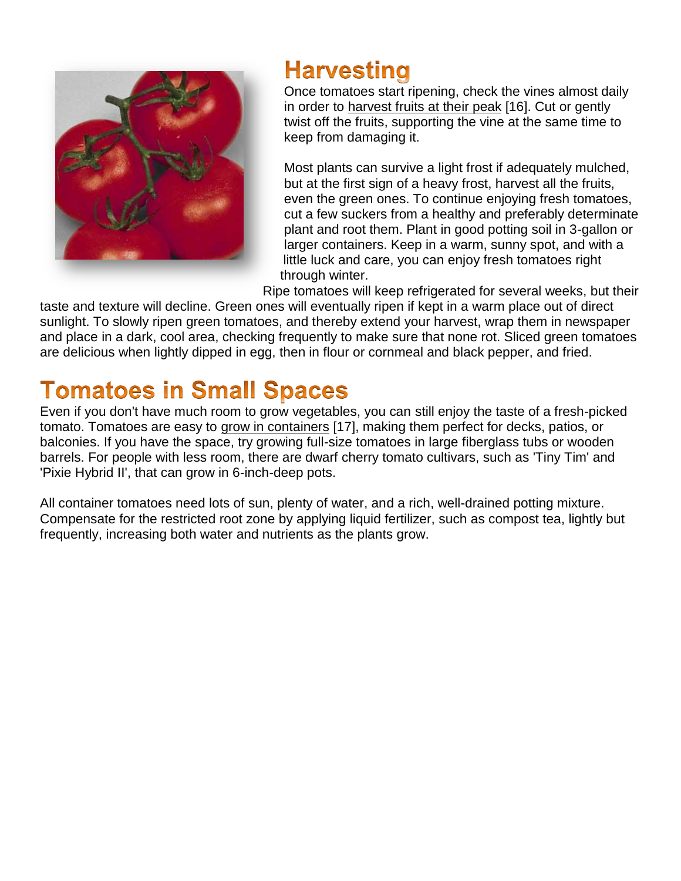## Harvesting

Once tomatoes start ripening, check the vines almost daily in order to harvest fruits at their peak [16]. Cut or gently twist off the fruits, supporting the vine at the same time to keep from damaging it.

Most plants can survive a light frost if adequately mulched, but at the first sign of a heavy frost, harvest all the fruits, even the green ones. To continue enjoying fresh tomatoes, cut a few suckers from a healthy and preferably determinate plant and root them. Plant in good potting soil in 3-gallon or larger containers. Keep in a warm, sunny spot, and with a little luck and care, you can enjoy fresh tomatoes right through winter.

Ripe tomatoes will keep refrigerated for several weeks, but their taste and texture will decline. Green ones will eventually ripen if kept in a warm place out of direct sunlight. To slowly ripen green tomatoes, and thereby extend your harvest, wrap them in newspaper and place in a dark, cool area, checking frequently to make sure that none rot. Sliced green tomatoes are delicious when lightly dipped in egg, then in flour or cornmeal and black pepper, and fried.

## Tomatoes in Small Spaces

Even if you don't have much room to grow vegetables, you can still enjoy the taste of a fresh-picked tomato. Tomatoes are easy to grow in containers [17], making them perfect for decks, patios, or balconies. If you have the space, try growing full-size tomatoes in large fiberglass tubs or wooden barrels. For people with less room, there are dwarf cherry tomato cultivars, such as 'Tiny Tim' and 'Pixie Hybrid II', that can grow in 6-inch-deep pots.

All container tomatoes need lots of sun, plenty of water, and a rich, well-drained potting mixture. Compensate for the restricted root zone by applying liquid fertilizer, such as compost tea, lightly but frequently, increasing both water and nutrients as the plants grow.